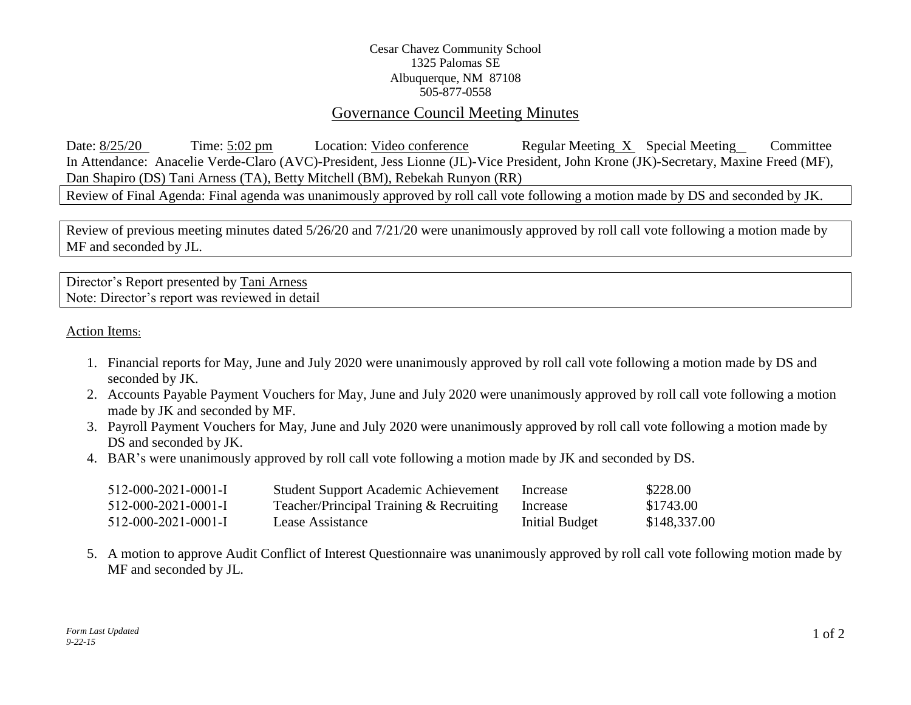Cesar Chavez Community School
1325 Palomas SE
Albuquerque, NM 87108
505-877-0558

# Governance Council Meeting Minutes

Date: 8/25/20 Time: 5:02 pm Location: Video conference Regular Meeting X Special Meeting ___ Committee

In Attendance: Anacelie Verde-Claro (AVC)-President, Jess Lionne (JL)-Vice President, John Krone (JK)-Secretary, Maxine Freed (MF), Dan Shapiro (DS) Tani Arness (TA), Betty Mitchell (BM), Rebekah Runyon (RR)

Review of Final Agenda: Final agenda was unanimously approved by roll call vote following a motion made by DS and seconded by JK.

Review of previous meeting minutes dated 5/26/20 and 7/21/20 were unanimously approved by roll call vote following a motion made by MF and seconded by JL.

Director's Report presented by Tani Arness
Note: Director's report was reviewed in detail

Action Items:

1. Financial reports for May, June and July 2020 were unanimously approved by roll call vote following a motion made by DS and seconded by JK.
2. Accounts Payable Payment Vouchers for May, June and July 2020 were unanimously approved by roll call vote following a motion made by JK and seconded by MF.
3. Payroll Payment Vouchers for May, June and July 2020 were unanimously approved by roll call vote following a motion made by DS and seconded by JK.
4. BAR's were unanimously approved by roll call vote following a motion made by JK and seconded by DS.

| | | | |
|---|---|---|---|
| 512-000-2021-0001-I | Student Support Academic Achievement | Increase | $228.00 |
| 512-000-2021-0001-I | Teacher/Principal Training & Recruiting | Increase | $1743.00 |
| 512-000-2021-0001-I | Lease Assistance | Initial Budget | $148,337.00 |

5. A motion to approve Audit Conflict of Interest Questionnaire was unanimously approved by roll call vote following motion made by MF and seconded by JL.

*Form Last Updated 9-22-15*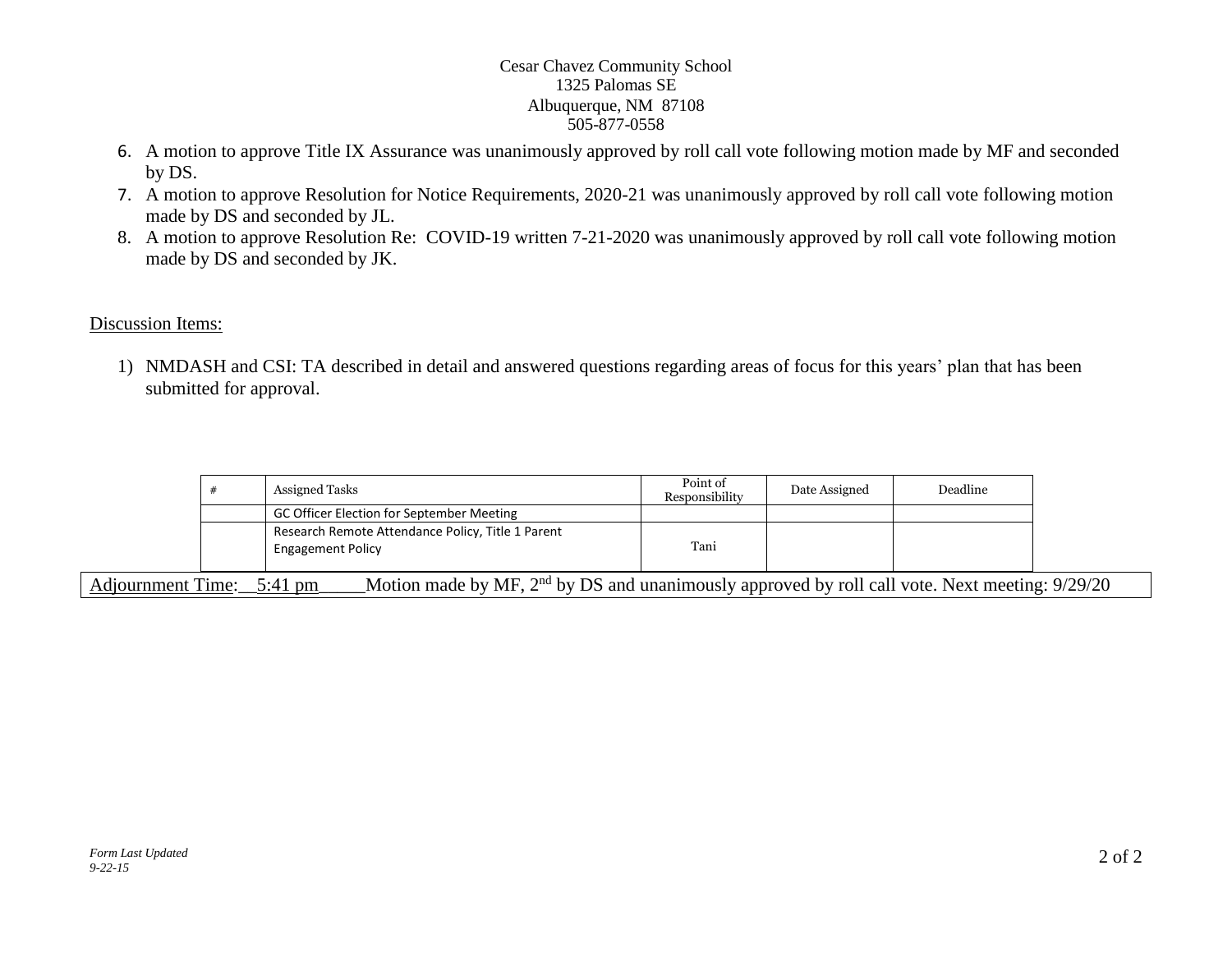Cesar Chavez Community School
1325 Palomas SE
Albuquerque, NM 87108
505-877-0558

6. A motion to approve Title IX Assurance was unanimously approved by roll call vote following motion made by MF and seconded by DS.
7. A motion to approve Resolution for Notice Requirements, 2020-21 was unanimously approved by roll call vote following motion made by DS and seconded by JL.
8. A motion to approve Resolution Re: COVID-19 written 7-21-2020 was unanimously approved by roll call vote following motion made by DS and seconded by JK.

Discussion Items:

1) NMDASH and CSI: TA described in detail and answered questions regarding areas of focus for this years' plan that has been submitted for approval.

| # | Assigned Tasks | Point of Responsibility | Date Assigned | Deadline |
|---|---|---|---|---|
| | GC Officer Election for September Meeting | | | |
| | Research Remote Attendance Policy, Title 1 Parent Engagement Policy | Tani | | |

Adjournment Time:__5:41 pm_____Motion made by MF, 2nd by DS and unanimously approved by roll call vote. Next meeting: 9/29/20

*Form Last Updated 9-22-15*